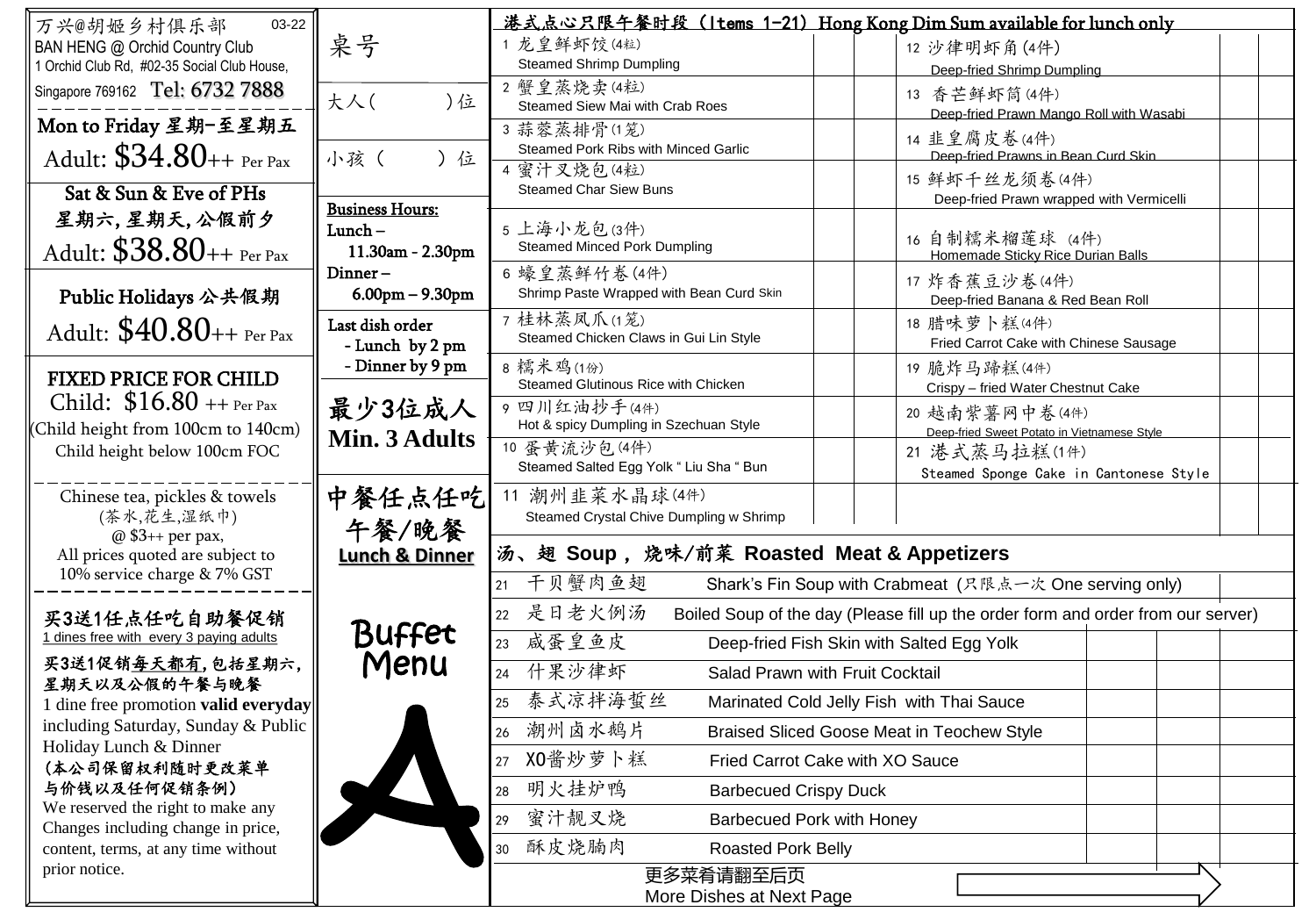万兴@胡姬乡村俱乐部 03-22

BAN HENG @ Orchid Country Club

1 Orchid Club Rd, #02-35 Social Club House, Singapore 769162 Tel: 6732 7888

**Mon to Friday 星期一至星期五**

Adult: $34.80++ Per Pax

**Sat & Sun & Eve of PHs**

**星期六, 星期天, 公假前夕**

Adult: $38.80++ Per Pax

**Public Holidays 公共假期**

Adult: $40.80++ Per Pax

**FIXED PRICE FOR CHILD**

Child: $16.80 ++ Per Pax

(Child height from 100cm to 140cm)

Child height below 100cm FOC

Chinese tea, pickles & towels

(茶水,花生,湿纸巾)

@ $3++ per pax,

All prices quoted are subject to 10% service charge & 7% GST

**买3送1任点任吃自助餐促销**

1 dines free with every 3 paying adults

**买3送1促销每天都有，包括星期六，星期天以及公假的午餐与晚餐**

1 dine free promotion **valid everyday** including Saturday, Sunday & Public Holiday Lunch & Dinner

**(本公司保留权利随时更改菜单与价钱以及任何促销条例)**

We reserved the right to make any Changes including change in price, content, terms, at any time without prior notice.

桌号

大人（ ）位

小孩（ ）位

**Business Hours:**

Lunch – 11.30am - 2.30pm

Dinner – 6.00pm – 9.30pm

Last dish order
- Lunch by 2 pm
- Dinner by 9 pm

**最少3位成人**

**Min. 3 Adults**

**中餐任点任吃**

**午餐/晚餐**

**Lunch & Dinner**

Buffet Menu

A

## 港式点心只限午餐时段（Items 1-21）Hong Kong Dim Sum available for lunch only

| No. | Item | | | No. | Item | | |
|---|---|---|---|---|---|---|---|
| 1 | 龙皇鲜虾饺(4粒) Steamed Shrimp Dumpling | | | 12 | 沙律明虾角(4件) Deep-fried Shrimp Dumpling | | |
| 2 | 蟹皇蒸烧卖(4粒) Steamed Siew Mai with Crab Roes | | | 13 | 香芒鲜虾筒(4件) Deep-fried Prawn Mango Roll with Wasabi | | |
| 3 | 蒜蓉蒸排骨(1笼) Steamed Pork Ribs with Minced Garlic | | | 14 | 韭皇腐皮卷(4件) Deep-fried Prawns in Bean Curd Skin | | |
| 4 | 蜜汁叉烧包(4粒) Steamed Char Siew Buns | | | 15 | 鲜虾千丝龙须卷(4件) Deep-fried Prawn wrapped with Vermicelli | | |
| 5 | 上海小龙包(3件) Steamed Minced Pork Dumpling | | | 16 | 自制糯米榴莲球 (4件) Homemade Sticky Rice Durian Balls | | |
| 6 | 蠔皇蒸鲜竹卷(4件) Shrimp Paste Wrapped with Bean Curd Skin | | | 17 | 炸香蕉豆沙卷(4件) Deep-fried Banana & Red Bean Roll | | |
| 7 | 桂林蒸凤爪(1笼) Steamed Chicken Claws in Gui Lin Style | | | 18 | 腊味萝卜糕(4件) Fried Carrot Cake with Chinese Sausage | | |
| 8 | 糯米鸡(1份) Steamed Glutinous Rice with Chicken | | | 19 | 脆炸马蹄糕(4件) Crispy – fried Water Chestnut Cake | | |
| 9 | 四川红油抄手(4件) Hot & spicy Dumpling in Szechuan Style | | | 20 | 越南紫薯网中卷(4件) Deep-fried Sweet Potato in Vietnamese Style | | |
| 10 | 蛋黄流沙包(4件) Steamed Salted Egg Yolk " Liu Sha " Bun | | | 21 | 港式蒸马拉糕(1件) Steamed Sponge Cake in Cantonese Style | | |
| 11 | 潮州韭菜水晶球(4件) Steamed Crystal Chive Dumpling w Shrimp | | | | | | |

## 汤、翅 Soup，烧味/前菜 Roasted Meat & Appetizers

| No. | 菜名 | Item | | |
|---|---|---|---|---|
| 21 | 干贝蟹肉鱼翅 | Shark's Fin Soup with Crabmeat (只限点一次 One serving only) | | |
| 22 | 是日老火例汤 | Boiled Soup of the day (Please fill up the order form and order from our server) | | |
| 23 | 咸蛋皇鱼皮 | Deep-fried Fish Skin with Salted Egg Yolk | | |
| 24 | 什果沙律虾 | Salad Prawn with Fruit Cocktail | | |
| 25 | 泰式凉拌海蜇丝 | Marinated Cold Jelly Fish with Thai Sauce | | |
| 26 | 潮州卤水鹅片 | Braised Sliced Goose Meat in Teochew Style | | |
| 27 | XO酱炒萝卜糕 | Fried Carrot Cake with XO Sauce | | |
| 28 | 明火挂炉鸭 | Barbecued Crispy Duck | | |
| 29 | 蜜汁靓叉烧 | Barbecued Pork with Honey | | |
| 30 | 酥皮烧腩肉 | Roasted Pork Belly | | |

更多菜肴请翻至后页

More Dishes at Next Page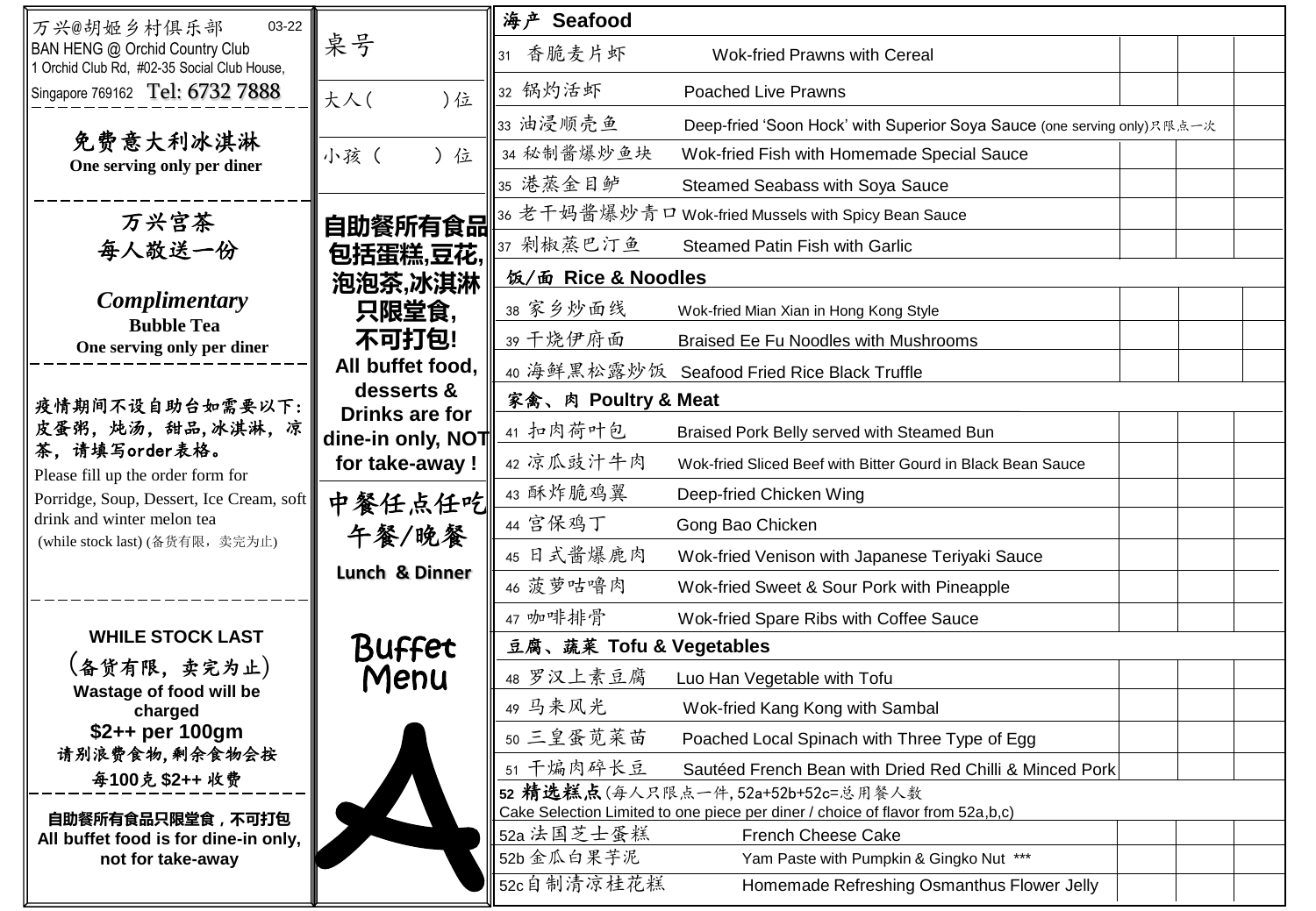万兴@胡姬乡村俱乐部 03-22
BAN HENG @ Orchid Country Club
1 Orchid Club Rd, #02-35 Social Club House,
Singapore 769162 Tel: 6732 7888

**免费意大利冰淇淋**
**One serving only per diner**

**万兴宫茶**
**每人敬送一份**

***Complimentary***
**Bubble Tea**
**One serving only per diner**

**疫情期间不设自助台如需要以下：皮蛋粥，炖汤，甜品,冰淇淋，凉茶，请填写order表格。**
Please fill up the order form for Porridge, Soup, Dessert, Ice Cream, soft drink and winter melon tea
(while stock last) (备货有限，卖完为止)

**WHILE STOCK LAST**
**(备货有限，卖完为止)**
**Wastage of food will be charged**
**$2++ per 100gm**
**请别浪费食物,剩余食物会按每100克 $2++ 收费**

**自助餐所有食品只限堂食，不可打包**
**All buffet food is for dine-in only, not for take-away**

桌号
大人（ ）位
小孩（ ）位

**自助餐所有食品包括蛋糕,豆花,泡泡茶,冰淇淋只限堂食,不可打包!**
**All buffet food, desserts & Drinks are for dine-in only, NOT for take-away !**

**中餐任点任吃**
**午餐/晚餐**
**Lunch & Dinner**

**Buffet Menu**

**A**

## 海产 Seafood

| No. | 菜名 | Dish | | | |
|---|---|---|---|---|---|
| 31 | 香脆麦片虾 | Wok-fried Prawns with Cereal | | | |
| 32 | 锅灼活虾 | Poached Live Prawns | | | |
| 33 | 油浸顺壳鱼 | Deep-fried 'Soon Hock' with Superior Soya Sauce (one serving only)只限点一次 | | | |
| 34 | 秘制酱爆炒鱼块 | Wok-fried Fish with Homemade Special Sauce | | | |
| 35 | 港蒸金目鲈 | Steamed Seabass with Soya Sauce | | | |
| 36 | 老干妈酱爆炒青口 | Wok-fried Mussels with Spicy Bean Sauce | | | |
| 37 | 剁椒蒸巴汀鱼 | Steamed Patin Fish with Garlic | | | |

## 饭/面 Rice & Noodles

| No. | 菜名 | Dish | | | |
|---|---|---|---|---|---|
| 38 | 家乡炒面线 | Wok-fried Mian Xian in Hong Kong Style | | | |
| 39 | 干烧伊府面 | Braised Ee Fu Noodles with Mushrooms | | | |
| 40 | 海鲜黑松露炒饭 | Seafood Fried Rice Black Truffle | | | |

## 家禽、肉 Poultry & Meat

| No. | 菜名 | Dish | | | |
|---|---|---|---|---|---|
| 41 | 扣肉荷叶包 | Braised Pork Belly served with Steamed Bun | | | |
| 42 | 凉瓜豉汁牛肉 | Wok-fried Sliced Beef with Bitter Gourd in Black Bean Sauce | | | |
| 43 | 酥炸脆鸡翼 | Deep-fried Chicken Wing | | | |
| 44 | 宫保鸡丁 | Gong Bao Chicken | | | |
| 45 | 日式酱爆鹿肉 | Wok-fried Venison with Japanese Teriyaki Sauce | | | |
| 46 | 菠萝咕噜肉 | Wok-fried Sweet & Sour Pork with Pineapple | | | |
| 47 | 咖啡排骨 | Wok-fried Spare Ribs with Coffee Sauce | | | |

## 豆腐、蔬菜 Tofu & Vegetables

| No. | 菜名 | Dish | | | |
|---|---|---|---|---|---|
| 48 | 罗汉上素豆腐 | Luo Han Vegetable with Tofu | | | |
| 49 | 马来风光 | Wok-fried Kang Kong with Sambal | | | |
| 50 | 三皇蛋苋菜苗 | Poached Local Spinach with Three Type of Egg | | | |
| 51 | 干煸肉碎长豆 | Sautéed French Bean with Dried Red Chilli & Minced Pork | | | |

**52 精选糕点**(每人只限点一件, 52a+52b+52c=总用餐人数
Cake Selection Limited to one piece per diner / choice of flavor from 52a,b,c)

| No. | 菜名 | Dish | | | |
|---|---|---|---|---|---|
| 52a | 法国芝士蛋糕 | French Cheese Cake | | | |
| 52b | 金瓜白果芋泥 | Yam Paste with Pumpkin & Gingko Nut *** | | | |
| 52c | 自制清凉桂花糕 | Homemade Refreshing Osmanthus Flower Jelly | | | |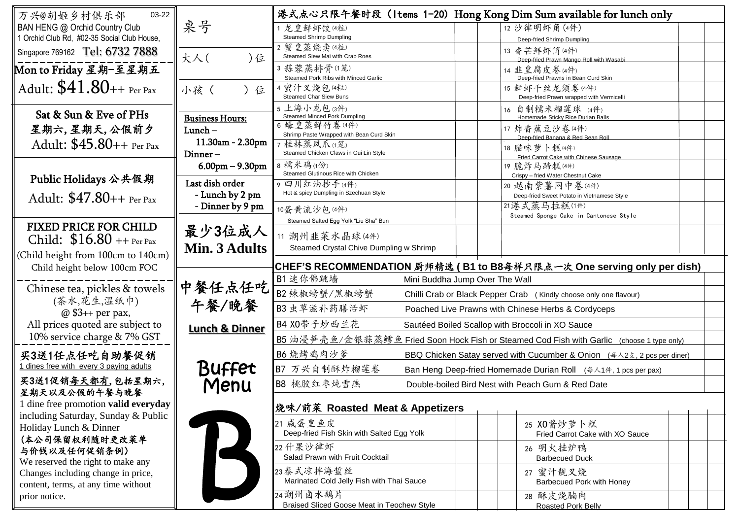万兴@胡姬乡村俱乐部 03-22

BAN HENG @ Orchid Country Club
1 Orchid Club Rd, #02-35 Social Club House,
Singapore 769162 Tel: 6732 7888

**Mon to Friday 星期一至星期五**
Adult: $41.80++ Per Pax

**Sat & Sun & Eve of PHs**
**星期六, 星期天, 公假前夕**
Adult: $45.80++ Per Pax

**Public Holidays 公共假期**
Adult: $47.80++ Per Pax

**FIXED PRICE FOR CHILD**
Child: $16.80 ++ Per Pax
(Child height from 100cm to 140cm)
Child height below 100cm FOC

Chinese tea, pickles & towels
(茶水,花生,湿纸巾)
@ $3++ per pax,
All prices quoted are subject to 10% service charge & 7% GST

**买3送1任点任吃自助餐促销**
1 dines free with every 3 paying adults

**买3送1促销每天都有,包括星期六,星期天以及公假的午餐与晚餐**
1 dine free promotion **valid everyday** including Saturday, Sunday & Public Holiday Lunch & Dinner
**(本公司保留权利随时更改菜单与价钱以及任何促销条例)**
We reserved the right to make any Changes including change in price, content, terms, at any time without prior notice.

桌号

大人( )位

小孩 ( ) 位

**Business Hours:**
Lunch –
11.30am - 2.30pm
Dinner –
6.00pm – 9.30pm

Last dish order
- Lunch by 2 pm
- Dinner by 9 pm

**最少3位成人**
**Min. 3 Adults**

**中餐任点任吃**
**午餐/晚餐**
**Lunch & Dinner**

**Buffet Menu**

**B**

## 港式点心只限午餐时段 (Items 1-20) Hong Kong Dim Sum available for lunch only

| Item | | | Item | | |
|---|---|---|---|---|---|
| 1 龙皇鲜虾饺(4粒) Steamed Shrimp Dumpling | | | 12 沙律明虾角(4件) Deep-fried Shrimp Dumpling | | |
| 2 蟹皇蒸烧卖(4粒) Steamed Siew Mai with Crab Roes | | | 13 香芒鲜虾筒(4件) Deep-fried Prawn Mango Roll with Wasabi | | |
| 3 蒜蓉蒸排骨(1笼) Steamed Pork Ribs with Minced Garlic | | | 14 韭皇腐皮卷(4件) Deep-fried Prawns in Bean Curd Skin | | |
| 4 蜜汁叉烧包(4粒) Steamed Char Siew Buns | | | 15 鲜虾千丝龙须卷(4件) Deep-fried Prawn wrapped with Vermicelli | | |
| 5 上海小龙包(3件) Steamed Minced Pork Dumpling | | | 16 自制糯米榴莲球 (4件) Homemade Sticky Rice Durian Balls | | |
| 6 蠔皇蒸鲜竹卷(4件) Shrimp Paste Wrapped with Bean Curd Skin | | | 17 炸香蕉豆沙卷(4件) Deep-fried Banana & Red Bean Roll | | |
| 7 桂林蒸凤爪(1笼) Steamed Chicken Claws in Gui Lin Style | | | 18 腊味萝卜糕(4件) Fried Carrot Cake with Chinese Sausage | | |
| 8 糯米鸡(1份) Steamed Glutinous Rice with Chicken | | | 19 脆炸马蹄糕(4件) Crispy – fried Water Chestnut Cake | | |
| 9 四川红油抄手(4件) Hot & spicy Dumpling in Szechuan Style | | | 20 越南紫薯网中卷(4件) Deep-fried Sweet Potato in Vietnamese Style | | |
| 10蛋黄流沙包(4件) Steamed Salted Egg Yolk "Liu Sha" Bun | | | 21港式蒸马拉糕(1件) Steamed Sponge Cake in Cantonese Style | | |
| 11 潮州韭菜水晶球(4件) Steamed Crystal Chive Dumpling w Shrimp | | | | | |

## CHEF'S RECOMMENDATION 厨师精选 (B1 to B8每样只限点一次 One serving only per dish)

| Item | Description | |
|---|---|---|
| B1 迷你佛跳墙 | Mini Buddha Jump Over The Wall | |
| B2 辣椒螃蟹/黑椒螃蟹 | Chilli Crab or Black Pepper Crab (Kindly choose only one flavour) | |
| B3 虫草滋补药膳活虾 | Poached Live Prawns with Chinese Herbs & Cordyceps | |
| B4 XO带子炒西兰花 | Sautéed Boiled Scallop with Broccoli in XO Sauce | |
| B5 油浸笋壳鱼/金银蒜蒸鳕鱼 | Fried Soon Hock Fish or Steamed Cod Fish with Garlic (choose 1 type only) | |
| B6 烧烤鸡肉沙爹 | BBQ Chicken Satay served with Cucumber & Onion (每人2支, 2 pcs per diner) | |
| B7 万兴自制酥炸榴莲卷 | Ban Heng Deep-fried Homemade Durian Roll (每人1件, 1 pcs per pax) | |
| B8 桃胶红枣炖雪燕 | Double-boiled Bird Nest with Peach Gum & Red Date | |

## 烧味/前菜 Roasted Meat & Appetizers

| Item | | | Item | | |
|---|---|---|---|---|---|
| 21 咸蛋皇鱼皮 Deep-fried Fish Skin with Salted Egg Yolk | | | 25 XO酱炒萝卜糕 Fried Carrot Cake with XO Sauce | | |
| 22 什果沙律虾 Salad Prawn with Fruit Cocktail | | | 26 明火挂炉鸭 Barbecued Duck | | |
| 23泰式凉拌海蜇丝 Marinated Cold Jelly Fish with Thai Sauce | | | 27 蜜汁靓叉烧 Barbecued Pork with Honey | | |
| 24潮州卤水鹅片 Braised Sliced Goose Meat in Teochew Style | | | 28 酥皮烧腩肉 Roasted Pork Belly | | |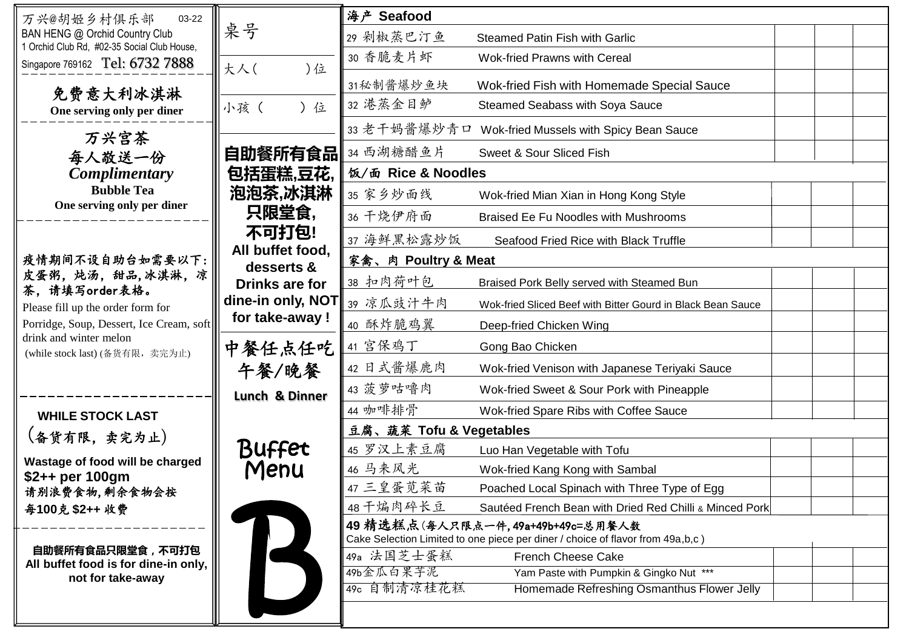万兴@胡姬乡村俱乐部 03-22

BAN HENG @ Orchid Country Club
1 Orchid Club Rd, #02-35 Social Club House,
Singapore 769162 Tel: 6732 7888

**免费意大利冰淇淋**
**One serving only per diner**

**万兴宫茶**
**每人敬送一份**
***Complimentary***
**Bubble Tea**
**One serving only per diner**

**疫情期间不设自助台如需要以下：皮蛋粥，炖汤，甜品,冰淇淋，凉茶，请填写order表格。**
Please fill up the order form for Porridge, Soup, Dessert, Ice Cream, soft drink and winter melon
(while stock last) (备货有限，卖完为止)

**WHILE STOCK LAST**
**(备货有限，卖完为止)**

**Wastage of food will be charged $2++ per 100gm**
**请别浪费食物,剩余食物会按每100克 $2++ 收费**

**自助餐所有食品只限堂食，不可打包**
**All buffet food is for dine-in only, not for take-away**

桌号

大人( )位

小孩 ( ) 位

**自助餐所有食品包括蛋糕,豆花,泡泡茶,冰淇淋只限堂食,不可打包!**
**All buffet food, desserts & Drinks are for dine-in only, NOT for take-away !**

**中餐任点任吃**
**午餐/晚餐**
**Lunch & Dinner**

**Buffet Menu**

**B**

| | | | | | |
|---|---|---|---|---|---|
| **海产 Seafood** | | | | | |
| 29 剁椒蒸巴汀鱼 | Steamed Patin Fish with Garlic | | | | |
| 30 香脆麦片虾 | Wok-fried Prawns with Cereal | | | | |
| 31 秘制酱爆炒鱼块 | Wok-fried Fish with Homemade Special Sauce | | | | |
| 32 港蒸金目鲈 | Steamed Seabass with Soya Sauce | | | | |
| 33 老干妈酱爆炒青口 | Wok-fried Mussels with Spicy Bean Sauce | | | | |
| 34 西湖糖醋鱼片 | Sweet & Sour Sliced Fish | | | | |
| **饭/面 Rice & Noodles** | | | | | |
| 35 家乡炒面线 | Wok-fried Mian Xian in Hong Kong Style | | | | |
| 36 干烧伊府面 | Braised Ee Fu Noodles with Mushrooms | | | | |
| 37 海鲜黑松露炒饭 | Seafood Fried Rice with Black Truffle | | | | |
| **家禽、肉 Poultry & Meat** | | | | | |
| 38 扣肉荷叶包 | Braised Pork Belly served with Steamed Bun | | | | |
| 39 凉瓜豉汁牛肉 | Wok-fried Sliced Beef with Bitter Gourd in Black Bean Sauce | | | | |
| 40 酥炸脆鸡翼 | Deep-fried Chicken Wing | | | | |
| 41 宫保鸡丁 | Gong Bao Chicken | | | | |
| 42 日式酱爆鹿肉 | Wok-fried Venison with Japanese Teriyaki Sauce | | | | |
| 43 菠萝咕噜肉 | Wok-fried Sweet & Sour Pork with Pineapple | | | | |
| 44 咖啡排骨 | Wok-fried Spare Ribs with Coffee Sauce | | | | |
| **豆腐、蔬菜 Tofu & Vegetables** | | | | | |
| 45 罗汉上素豆腐 | Luo Han Vegetable with Tofu | | | | |
| 46 马来风光 | Wok-fried Kang Kong with Sambal | | | | |
| 47 三皇蛋苋菜苗 | Poached Local Spinach with Three Type of Egg | | | | |
| 48 干煸肉碎长豆 | Sautéed French Bean with Dried Red Chilli & Minced Pork | | | | |
| **49 精选糕点(每人只限点一件, 49a+49b+49c=总用餐人数** Cake Selection Limited to one piece per diner / choice of flavor from 49a,b,c ) | | | | | |
| 49a 法国芝士蛋糕 | French Cheese Cake | | | | |
| 49b 金瓜白果芋泥 | Yam Paste with Pumpkin & Gingko Nut *** | | | | |
| 49c 自制清凉桂花糕 | Homemade Refreshing Osmanthus Flower Jelly | | | | |